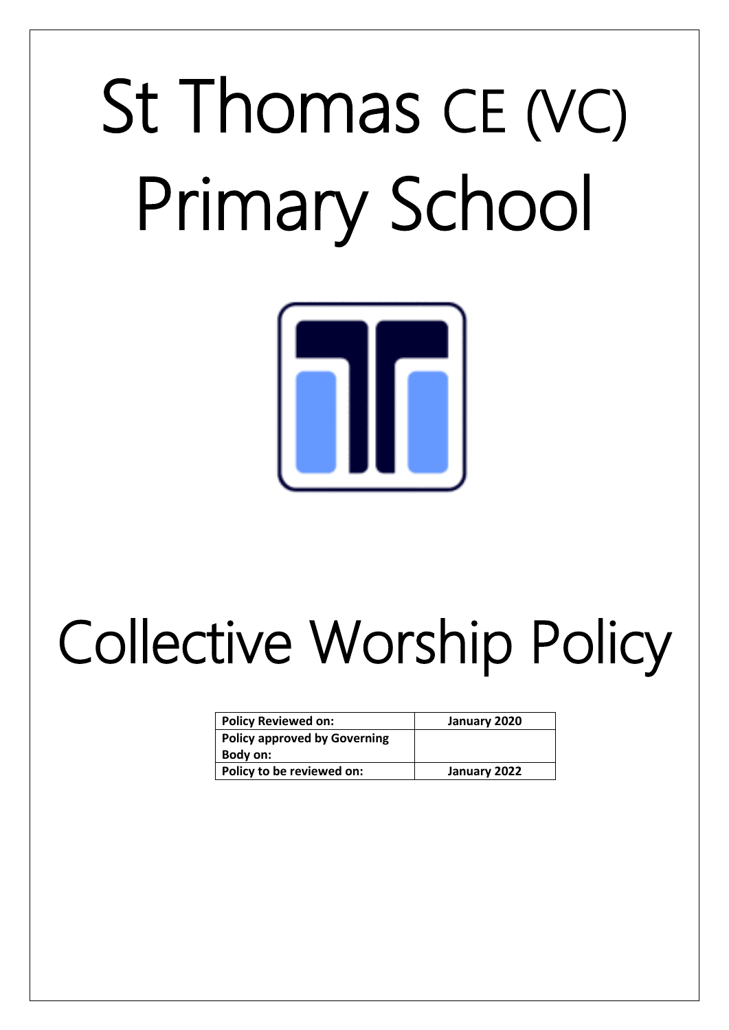# St Thomas CE (VC) Primary School

# Collective Worship Policy

| Policy Reviewed on: | January 2020 |
| --- | --- |
| Policy approved by Governing Body on: | |
| Policy to be reviewed on: | January 2022 |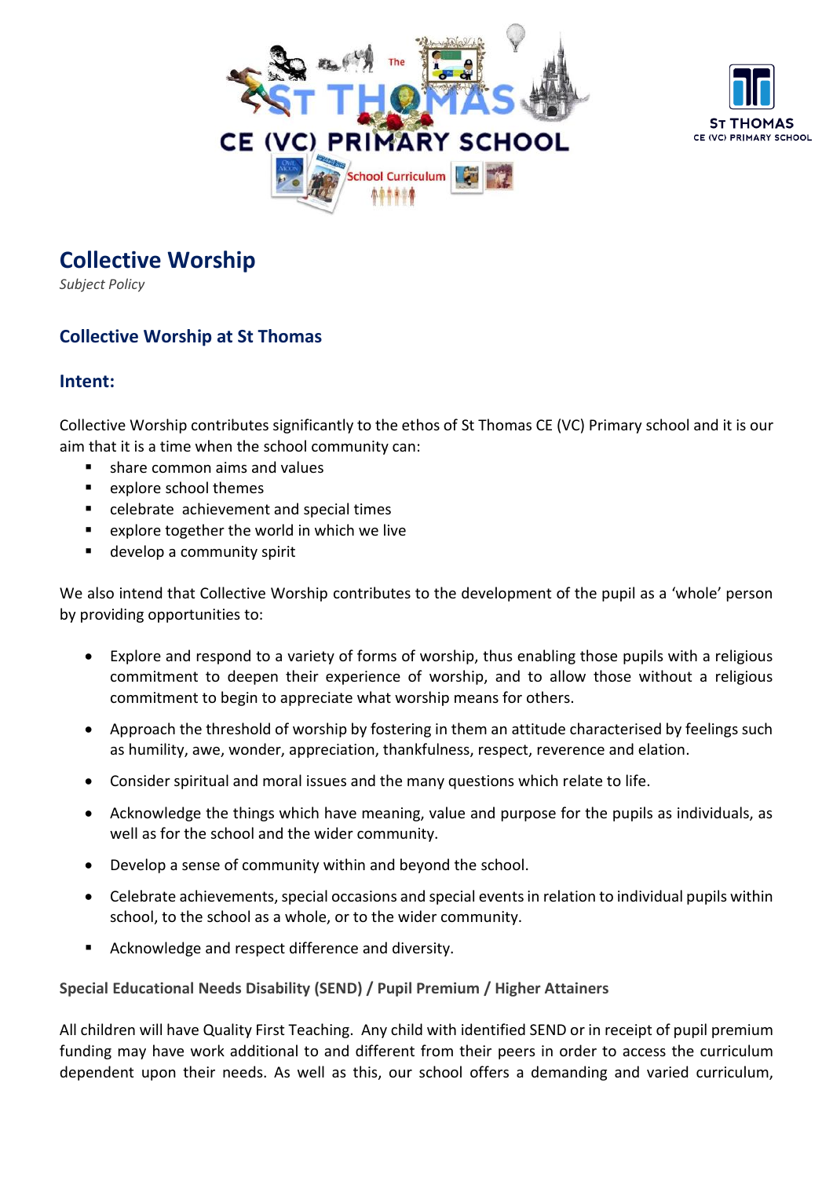# Collective Worship

*Subject Policy*

## Collective Worship at St Thomas

### Intent:

Collective Worship contributes significantly to the ethos of St Thomas CE (VC) Primary school and it is our aim that it is a time when the school community can:

- share common aims and values
- explore school themes
- celebrate achievement and special times
- explore together the world in which we live
- develop a community spirit

We also intend that Collective Worship contributes to the development of the pupil as a 'whole' person by providing opportunities to:

- Explore and respond to a variety of forms of worship, thus enabling those pupils with a religious commitment to deepen their experience of worship, and to allow those without a religious commitment to begin to appreciate what worship means for others.
- Approach the threshold of worship by fostering in them an attitude characterised by feelings such as humility, awe, wonder, appreciation, thankfulness, respect, reverence and elation.
- Consider spiritual and moral issues and the many questions which relate to life.
- Acknowledge the things which have meaning, value and purpose for the pupils as individuals, as well as for the school and the wider community.
- Develop a sense of community within and beyond the school.
- Celebrate achievements, special occasions and special events in relation to individual pupils within school, to the school as a whole, or to the wider community.
- Acknowledge and respect difference and diversity.

**Special Educational Needs Disability (SEND) / Pupil Premium / Higher Attainers**

All children will have Quality First Teaching. Any child with identified SEND or in receipt of pupil premium funding may have work additional to and different from their peers in order to access the curriculum dependent upon their needs. As well as this, our school offers a demanding and varied curriculum,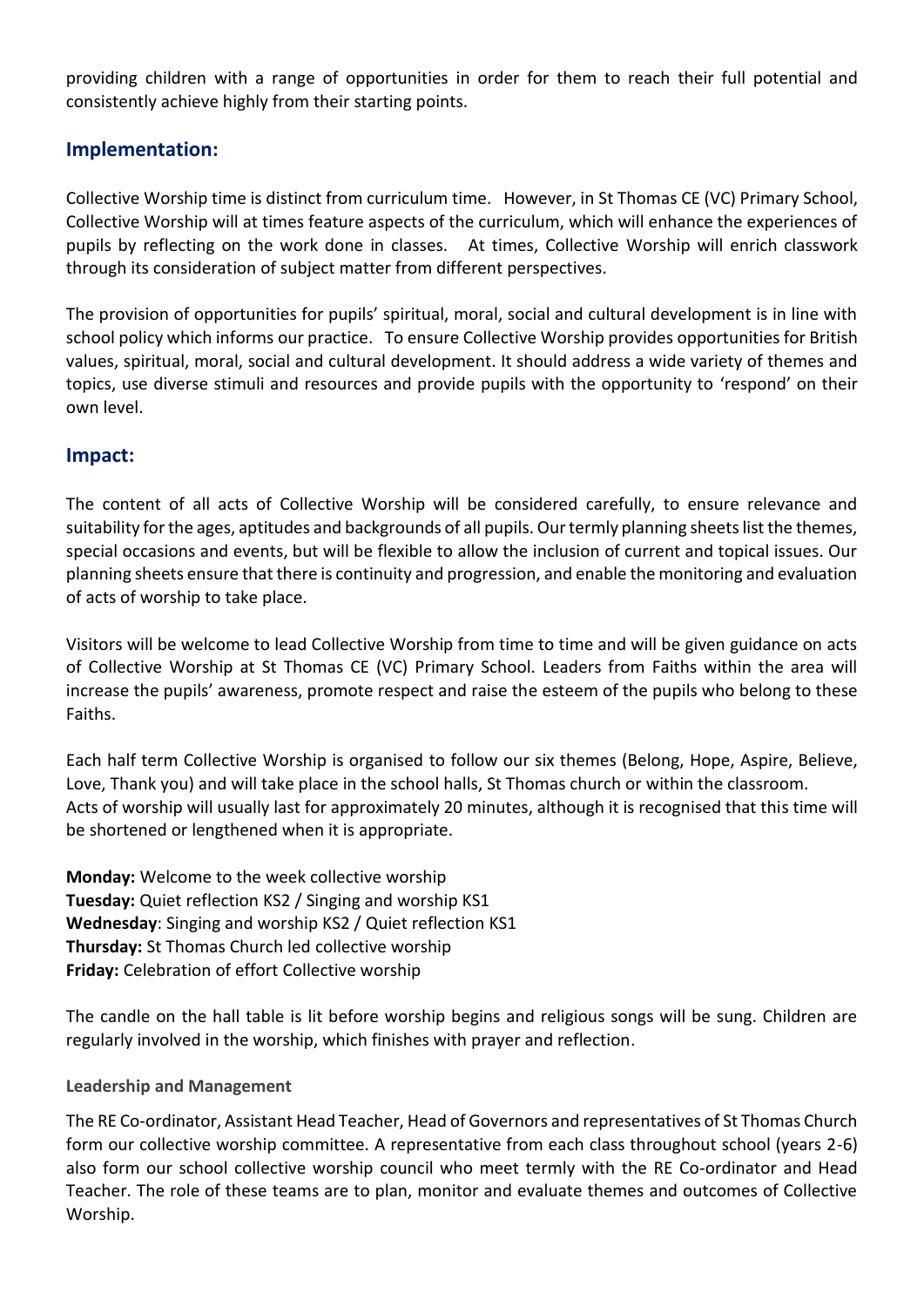providing children with a range of opportunities in order for them to reach their full potential and consistently achieve highly from their starting points.

## Implementation:

Collective Worship time is distinct from curriculum time. However, in St Thomas CE (VC) Primary School, Collective Worship will at times feature aspects of the curriculum, which will enhance the experiences of pupils by reflecting on the work done in classes. At times, Collective Worship will enrich classwork through its consideration of subject matter from different perspectives.

The provision of opportunities for pupils' spiritual, moral, social and cultural development is in line with school policy which informs our practice. To ensure Collective Worship provides opportunities for British values, spiritual, moral, social and cultural development. It should address a wide variety of themes and topics, use diverse stimuli and resources and provide pupils with the opportunity to 'respond' on their own level.

## Impact:

The content of all acts of Collective Worship will be considered carefully, to ensure relevance and suitability for the ages, aptitudes and backgrounds of all pupils. Our termly planning sheets list the themes, special occasions and events, but will be flexible to allow the inclusion of current and topical issues. Our planning sheets ensure that there is continuity and progression, and enable the monitoring and evaluation of acts of worship to take place.

Visitors will be welcome to lead Collective Worship from time to time and will be given guidance on acts of Collective Worship at St Thomas CE (VC) Primary School. Leaders from Faiths within the area will increase the pupils' awareness, promote respect and raise the esteem of the pupils who belong to these Faiths.

Each half term Collective Worship is organised to follow our six themes (Belong, Hope, Aspire, Believe, Love, Thank you) and will take place in the school halls, St Thomas church or within the classroom.
Acts of worship will usually last for approximately 20 minutes, although it is recognised that this time will be shortened or lengthened when it is appropriate.

**Monday:** Welcome to the week collective worship
**Tuesday:** Quiet reflection KS2 / Singing and worship KS1
**Wednesday**: Singing and worship KS2 / Quiet reflection KS1
**Thursday:** St Thomas Church led collective worship
**Friday:** Celebration of effort Collective worship

The candle on the hall table is lit before worship begins and religious songs will be sung. Children are regularly involved in the worship, which finishes with prayer and reflection.

### Leadership and Management

The RE Co-ordinator, Assistant Head Teacher, Head of Governors and representatives of St Thomas Church form our collective worship committee. A representative from each class throughout school (years 2-6) also form our school collective worship council who meet termly with the RE Co-ordinator and Head Teacher. The role of these teams are to plan, monitor and evaluate themes and outcomes of Collective Worship.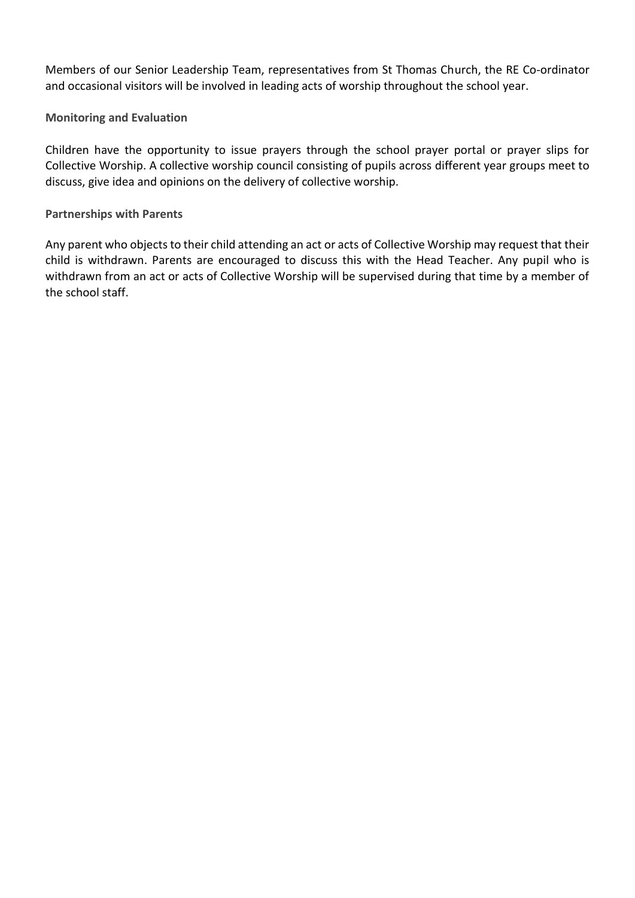Members of our Senior Leadership Team, representatives from St Thomas Church, the RE Co-ordinator and occasional visitors will be involved in leading acts of worship throughout the school year.

**Monitoring and Evaluation**

Children have the opportunity to issue prayers through the school prayer portal or prayer slips for Collective Worship. A collective worship council consisting of pupils across different year groups meet to discuss, give idea and opinions on the delivery of collective worship.

**Partnerships with Parents**

Any parent who objects to their child attending an act or acts of Collective Worship may request that their child is withdrawn. Parents are encouraged to discuss this with the Head Teacher. Any pupil who is withdrawn from an act or acts of Collective Worship will be supervised during that time by a member of the school staff.